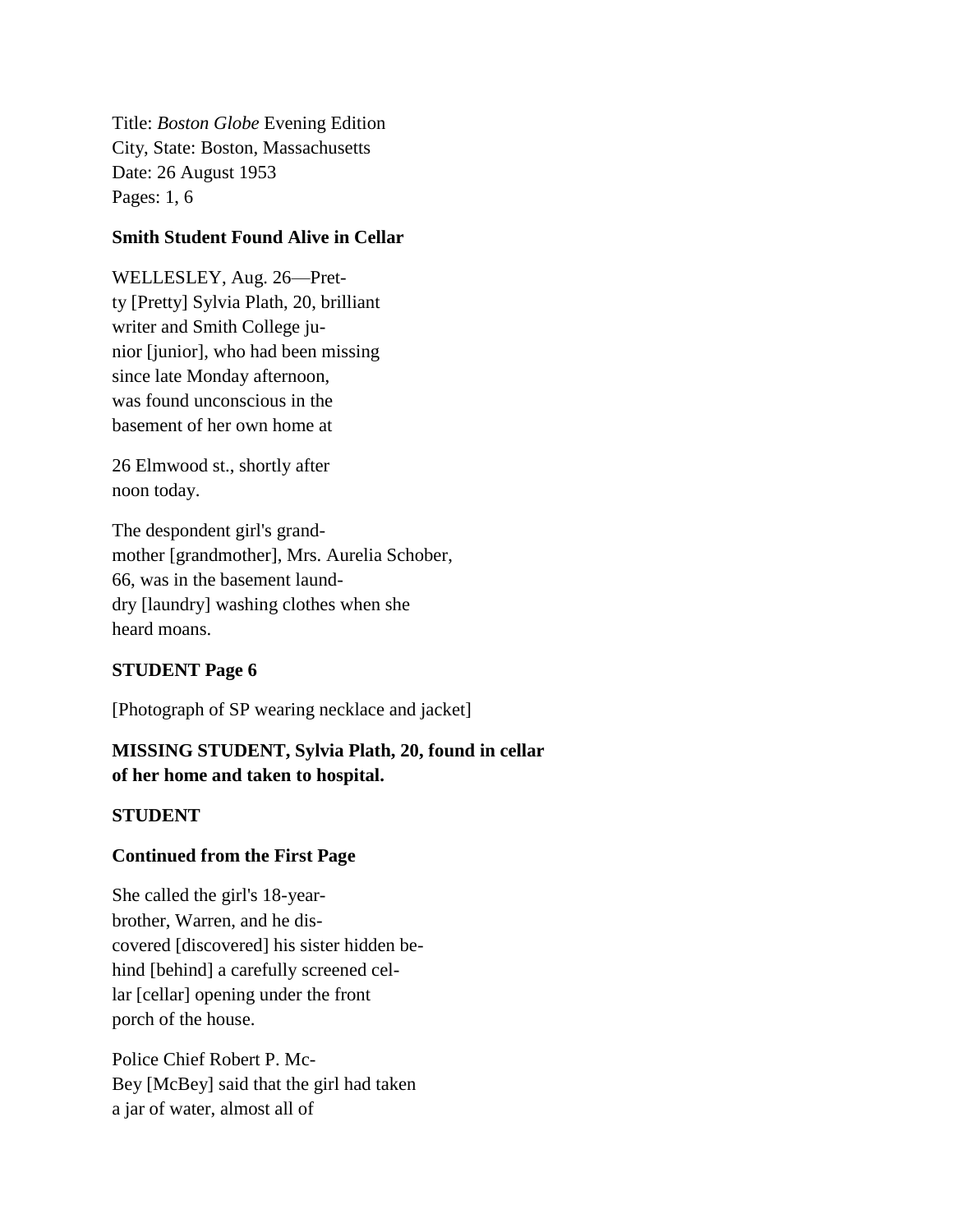Title: *Boston Globe* Evening Edition
City, State: Boston, Massachusetts
Date: 26 August 1953
Pages: 1, 6

**Smith Student Found Alive in Cellar**

WELLESLEY, Aug. 26—Pret-
ty [Pretty] Sylvia Plath, 20, brilliant
writer and Smith College ju-
nior [junior], who had been missing
since late Monday afternoon,
was found unconscious in the
basement of her own home at

26 Elmwood st., shortly after
noon today.

The despondent girl's grand-
mother [grandmother], Mrs. Aurelia Schober,
66, was in the basement laund-
dry [laundry] washing clothes when she
heard moans.

**STUDENT Page 6**

[Photograph of SP wearing necklace and jacket]

**MISSING STUDENT, Sylvia Plath, 20, found in cellar of her home and taken to hospital.**

**STUDENT**

**Continued from the First Page**

She called the girl's 18-year-
brother, Warren, and he dis-
covered [discovered] his sister hidden be-
hind [behind] a carefully screened cel-
lar [cellar] opening under the front
porch of the house.

Police Chief Robert P. Mc-
Bey [McBey] said that the girl had taken
a jar of water, almost all of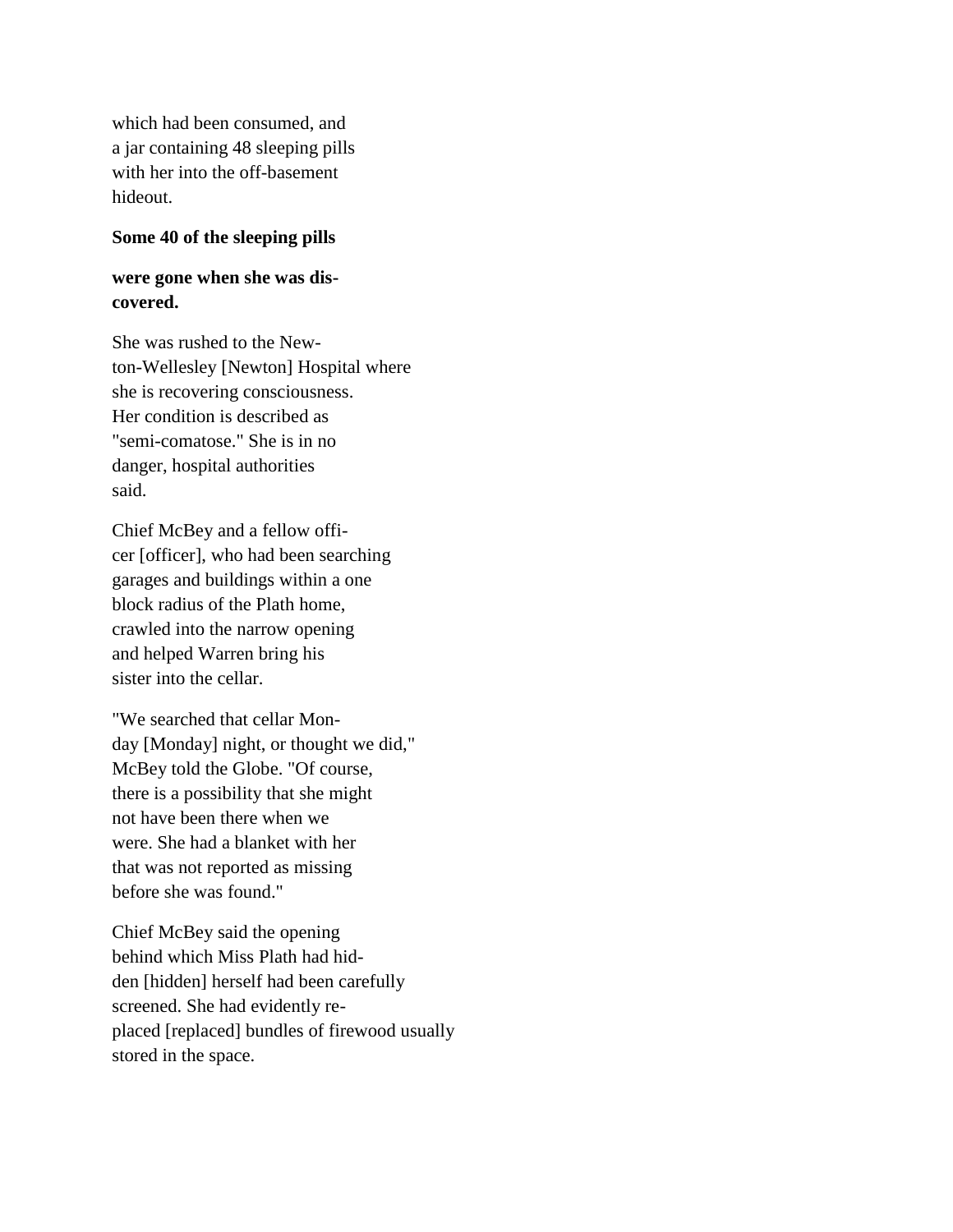which had been consumed, and
a jar containing 48 sleeping pills
with her into the off-basement
hideout.

**Some 40 of the sleeping pills**

**were gone when she was dis-
covered.**

She was rushed to the New-
ton-Wellesley [Newton] Hospital where
she is recovering consciousness.
Her condition is described as
"semi-comatose." She is in no
danger, hospital authorities
said.

Chief McBey and a fellow offi-
cer [officer], who had been searching
garages and buildings within a one
block radius of the Plath home,
crawled into the narrow opening
and helped Warren bring his
sister into the cellar.

"We searched that cellar Mon-
day [Monday] night, or thought we did,"
McBey told the Globe. "Of course,
there is a possibility that she might
not have been there when we
were. She had a blanket with her
that was not reported as missing
before she was found."

Chief McBey said the opening
behind which Miss Plath had hid-
den [hidden] herself had been carefully
screened. She had evidently re-
placed [replaced] bundles of firewood usually
stored in the space.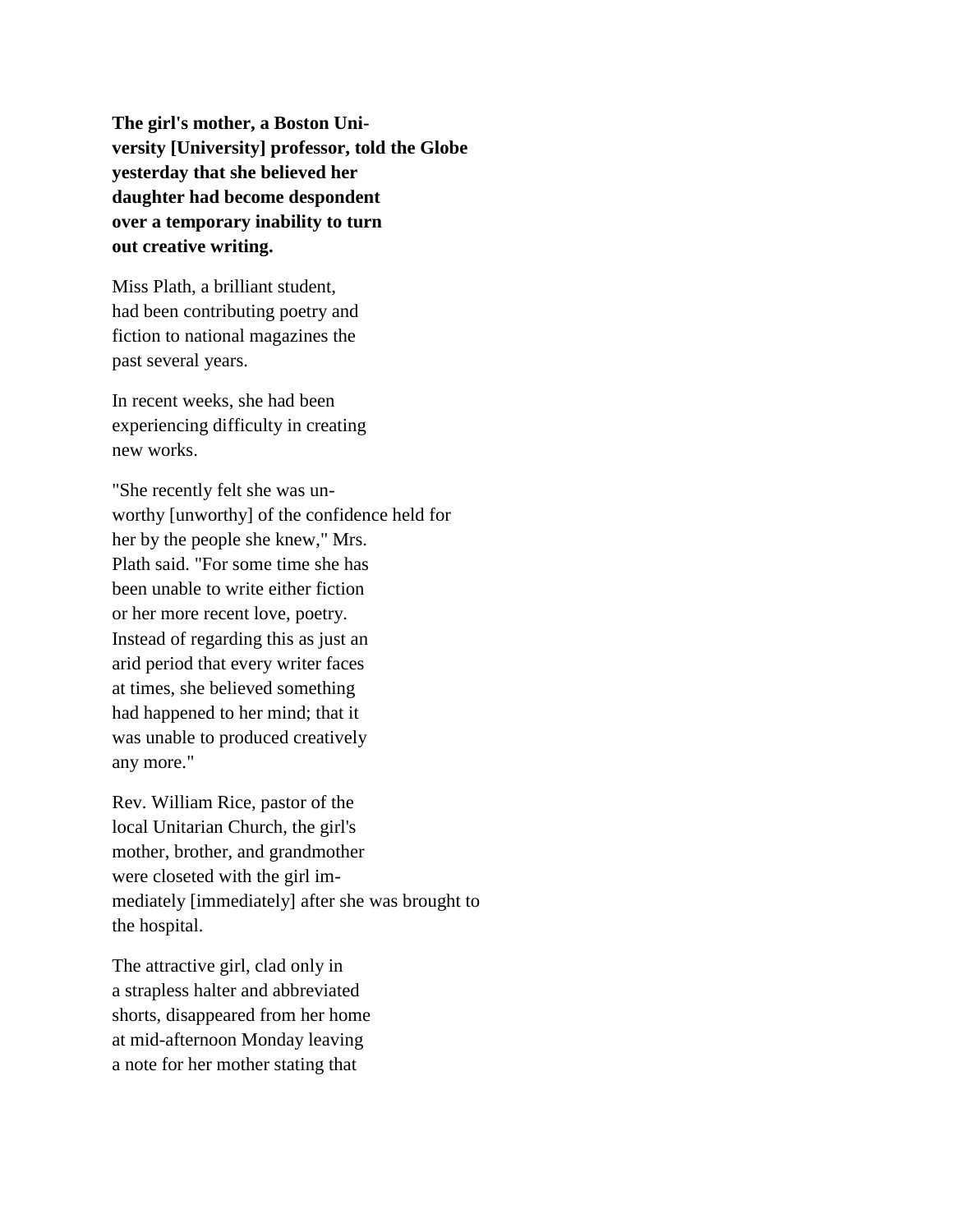**The girl's mother, a Boston Uni-
versity [University] professor, told the Globe
yesterday that she believed her
daughter had become despondent
over a temporary inability to turn
out creative writing.**

Miss Plath, a brilliant student,
had been contributing poetry and
fiction to national magazines the
past several years.

In recent weeks, she had been
experiencing difficulty in creating
new works.

"She recently felt she was un-
worthy [unworthy] of the confidence held for
her by the people she knew," Mrs.
Plath said. "For some time she has
been unable to write either fiction
or her more recent love, poetry.
Instead of regarding this as just an
arid period that every writer faces
at times, she believed something
had happened to her mind; that it
was unable to produced creatively
any more."

Rev. William Rice, pastor of the
local Unitarian Church, the girl's
mother, brother, and grandmother
were closeted with the girl im-
mediately [immediately] after she was brought to
the hospital.

The attractive girl, clad only in
a strapless halter and abbreviated
shorts, disappeared from her home
at mid-afternoon Monday leaving
a note for her mother stating that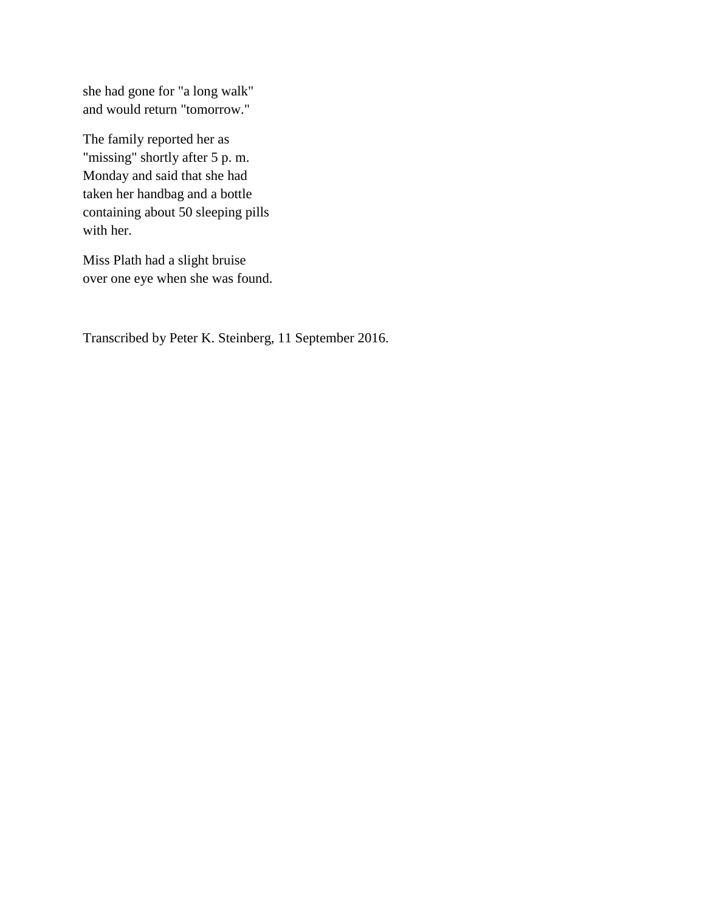she had gone for "a long walk" and would return "tomorrow."

The family reported her as "missing" shortly after 5 p. m. Monday and said that she had taken her handbag and a bottle containing about 50 sleeping pills with her.

Miss Plath had a slight bruise over one eye when she was found.

Transcribed by Peter K. Steinberg, 11 September 2016.